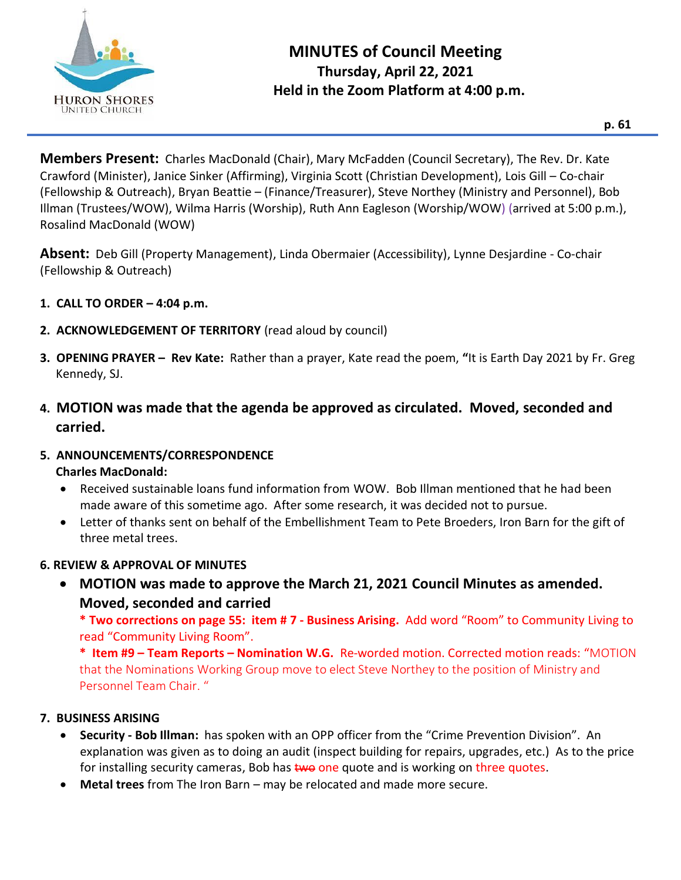# MINUTES of Council Meeting
## Thursday, April 22, 2021
## Held in the Zoom Platform at 4:00 p.m.

**Members Present:** Charles MacDonald (Chair), Mary McFadden (Council Secretary), The Rev. Dr. Kate Crawford (Minister), Janice Sinker (Affirming), Virginia Scott (Christian Development), Lois Gill – Co-chair (Fellowship & Outreach), Bryan Beattie – (Finance/Treasurer), Steve Northey (Ministry and Personnel), Bob Illman (Trustees/WOW), Wilma Harris (Worship), Ruth Ann Eagleson (Worship/WOW) (arrived at 5:00 p.m.), Rosalind MacDonald (WOW)

**Absent:** Deb Gill (Property Management), Linda Obermaier (Accessibility), Lynne Desjardine - Co-chair (Fellowship & Outreach)

1. **CALL TO ORDER – 4:04 p.m.**
2. **ACKNOWLEDGEMENT OF TERRITORY** (read aloud by council)
3. **OPENING PRAYER – Rev Kate:** Rather than a prayer, Kate read the poem, **"**It is Earth Day 2021 by Fr. Greg Kennedy, SJ.
4. **MOTION was made that the agenda be approved as circulated. Moved, seconded and carried.**
5. **ANNOUNCEMENTS/CORRESPONDENCE**
   **Charles MacDonald:**
   - Received sustainable loans fund information from WOW. Bob Illman mentioned that he had been made aware of this sometime ago. After some research, it was decided not to pursue.
   - Letter of thanks sent on behalf of the Embellishment Team to Pete Broeders, Iron Barn for the gift of three metal trees.

**6. REVIEW & APPROVAL OF MINUTES**

- **MOTION was made to approve the March 21, 2021 Council Minutes as amended. Moved, seconded and carried**
  **\* Two corrections on page 55: item # 7 - Business Arising.** Add word "Room" to Community Living to read "Community Living Room".
  **\* Item #9 – Team Reports – Nomination W.G.** Re-worded motion. Corrected motion reads: "MOTION that the Nominations Working Group move to elect Steve Northey to the position of Ministry and Personnel Team Chair. "

7. **BUSINESS ARISING**
   - **Security - Bob Illman:** has spoken with an OPP officer from the "Crime Prevention Division". An explanation was given as to doing an audit (inspect building for repairs, upgrades, etc.) As to the price for installing security cameras, Bob has ~~two~~ one quote and is working on three quotes.
   - **Metal trees** from The Iron Barn – may be relocated and made more secure.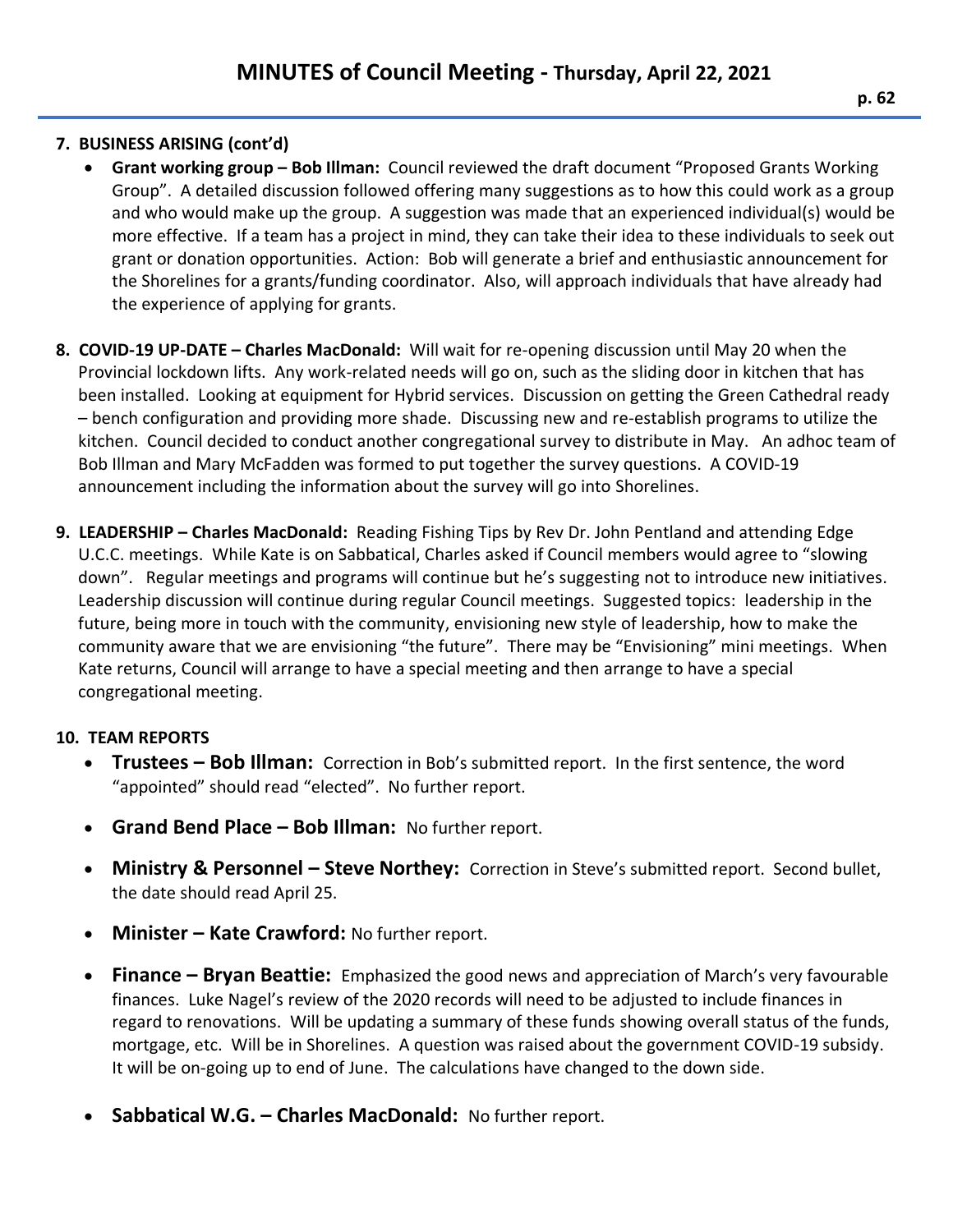**7. BUSINESS ARISING (cont'd)**

- **Grant working group – Bob Illman:** Council reviewed the draft document "Proposed Grants Working Group". A detailed discussion followed offering many suggestions as to how this could work as a group and who would make up the group. A suggestion was made that an experienced individual(s) would be more effective. If a team has a project in mind, they can take their idea to these individuals to seek out grant or donation opportunities. Action: Bob will generate a brief and enthusiastic announcement for the Shorelines for a grants/funding coordinator. Also, will approach individuals that have already had the experience of applying for grants.

**8. COVID-19 UP-DATE – Charles MacDonald:** Will wait for re-opening discussion until May 20 when the Provincial lockdown lifts. Any work-related needs will go on, such as the sliding door in kitchen that has been installed. Looking at equipment for Hybrid services. Discussion on getting the Green Cathedral ready – bench configuration and providing more shade. Discussing new and re-establish programs to utilize the kitchen. Council decided to conduct another congregational survey to distribute in May. An adhoc team of Bob Illman and Mary McFadden was formed to put together the survey questions. A COVID-19 announcement including the information about the survey will go into Shorelines.

**9. LEADERSHIP – Charles MacDonald:** Reading Fishing Tips by Rev Dr. John Pentland and attending Edge U.C.C. meetings. While Kate is on Sabbatical, Charles asked if Council members would agree to "slowing down". Regular meetings and programs will continue but he's suggesting not to introduce new initiatives. Leadership discussion will continue during regular Council meetings. Suggested topics: leadership in the future, being more in touch with the community, envisioning new style of leadership, how to make the community aware that we are envisioning "the future". There may be "Envisioning" mini meetings. When Kate returns, Council will arrange to have a special meeting and then arrange to have a special congregational meeting.

**10. TEAM REPORTS**

- **Trustees – Bob Illman:** Correction in Bob's submitted report. In the first sentence, the word "appointed" should read "elected". No further report.
- **Grand Bend Place – Bob Illman:** No further report.
- **Ministry & Personnel – Steve Northey:** Correction in Steve's submitted report. Second bullet, the date should read April 25.
- **Minister – Kate Crawford:** No further report.
- **Finance – Bryan Beattie:** Emphasized the good news and appreciation of March's very favourable finances. Luke Nagel's review of the 2020 records will need to be adjusted to include finances in regard to renovations. Will be updating a summary of these funds showing overall status of the funds, mortgage, etc. Will be in Shorelines. A question was raised about the government COVID-19 subsidy. It will be on-going up to end of June. The calculations have changed to the down side.
- **Sabbatical W.G. – Charles MacDonald:** No further report.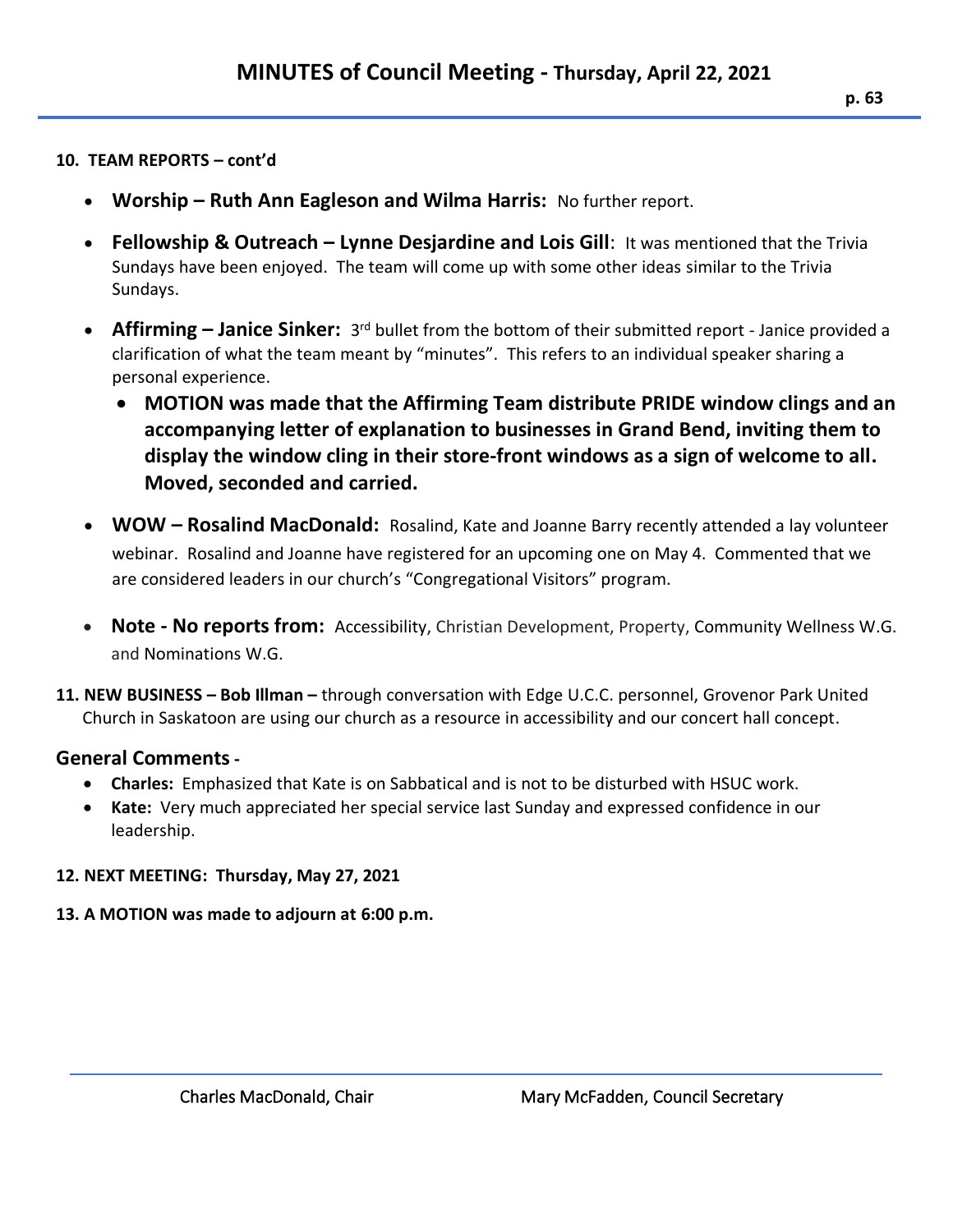**10. TEAM REPORTS – cont'd**

- **Worship – Ruth Ann Eagleson and Wilma Harris:** No further report.
- **Fellowship & Outreach – Lynne Desjardine and Lois Gill**: It was mentioned that the Trivia Sundays have been enjoyed. The team will come up with some other ideas similar to the Trivia Sundays.
- **Affirming – Janice Sinker:** 3rd bullet from the bottom of their submitted report - Janice provided a clarification of what the team meant by "minutes". This refers to an individual speaker sharing a personal experience.
  - **MOTION was made that the Affirming Team distribute PRIDE window clings and an accompanying letter of explanation to businesses in Grand Bend, inviting them to display the window cling in their store-front windows as a sign of welcome to all. Moved, seconded and carried.**
- **WOW – Rosalind MacDonald:** Rosalind, Kate and Joanne Barry recently attended a lay volunteer webinar. Rosalind and Joanne have registered for an upcoming one on May 4. Commented that we are considered leaders in our church's "Congregational Visitors" program.
- **Note - No reports from:** Accessibility, Christian Development, Property, Community Wellness W.G. and Nominations W.G.

**11. NEW BUSINESS – Bob Illman –** through conversation with Edge U.C.C. personnel, Grovenor Park United Church in Saskatoon are using our church as a resource in accessibility and our concert hall concept.

## General Comments -

- **Charles:** Emphasized that Kate is on Sabbatical and is not to be disturbed with HSUC work.
- **Kate:** Very much appreciated her special service last Sunday and expressed confidence in our leadership.

**12. NEXT MEETING: Thursday, May 27, 2021**

**13. A MOTION was made to adjourn at 6:00 p.m.**

Charles MacDonald, Chair

Mary McFadden, Council Secretary